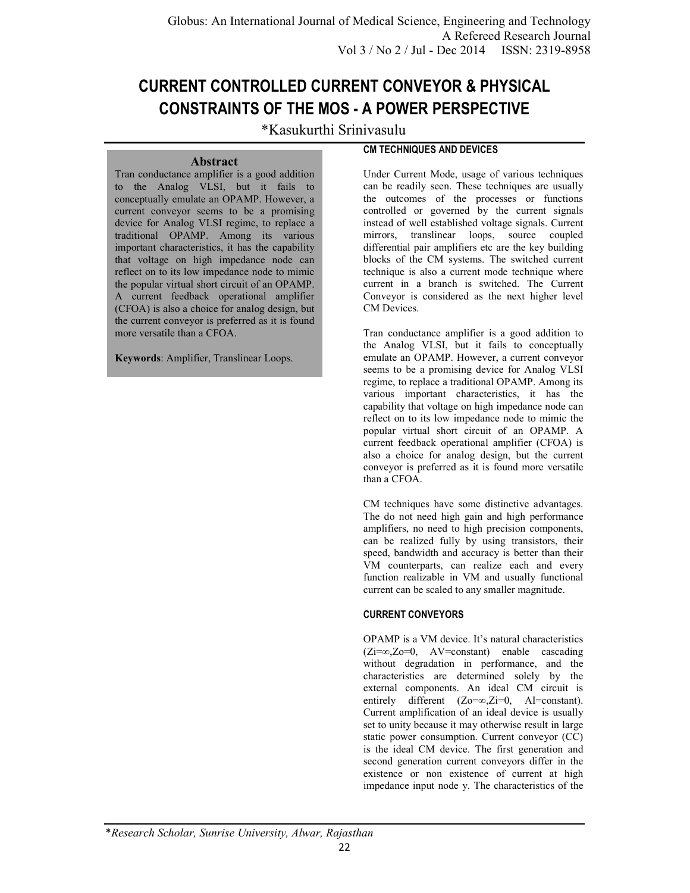# CURRENT CONTROLLED CURRENT CONVEYOR & PHYSICAL CONSTRAINTS OF THE MOS - A POWER PERSPECTIVE

*Kasukurthi Srinivasulu

## Abstract

Tran conductance amplifier is a good addition to the Analog VLSI, but it fails to conceptually emulate an OPAMP. However, a current conveyor seems to be a promising device for Analog VLSI regime, to replace a traditional OPAMP. Among its various important characteristics, it has the capability that voltage on high impedance node can reflect on to its low impedance node to mimic the popular virtual short circuit of an OPAMP. A current feedback operational amplifier (CFOA) is also a choice for analog design, but the current conveyor is preferred as it is found more versatile than a CFOA.

**Keywords**: Amplifier, Translinear Loops.

### CM TECHNIQUES AND DEVICES

Under Current Mode, usage of various techniques can be readily seen. These techniques are usually the outcomes of the processes or functions controlled or governed by the current signals instead of well established voltage signals. Current mirrors, translinear loops, source coupled differential pair amplifiers etc are the key building blocks of the CM systems. The switched current technique is also a current mode technique where current in a branch is switched. The Current Conveyor is considered as the next higher level CM Devices.

Tran conductance amplifier is a good addition to the Analog VLSI, but it fails to conceptually emulate an OPAMP. However, a current conveyor seems to be a promising device for Analog VLSI regime, to replace a traditional OPAMP. Among its various important characteristics, it has the capability that voltage on high impedance node can reflect on to its low impedance node to mimic the popular virtual short circuit of an OPAMP. A current feedback operational amplifier (CFOA) is also a choice for analog design, but the current conveyor is preferred as it is found more versatile than a CFOA.

CM techniques have some distinctive advantages. The do not need high gain and high performance amplifiers, no need to high precision components, can be realized fully by using transistors, their speed, bandwidth and accuracy is better than their VM counterparts, can realize each and every function realizable in VM and usually functional current can be scaled to any smaller magnitude.

### CURRENT CONVEYORS

OPAMP is a VM device. It's natural characteristics ($Z_i=\infty$, $Z_o=0$, $A_V$=constant) enable cascading without degradation in performance, and the characteristics are determined solely by the external components. An ideal CM circuit is entirely different ($Z_o=\infty$, $Z_i=0$, $A_I$=constant). Current amplification of an ideal device is usually set to unity because it may otherwise result in large static power consumption. Current conveyor (CC) is the ideal CM device. The first generation and second generation current conveyors differ in the existence or non existence of current at high impedance input node y. The characteristics of the

*\*Research Scholar, Sunrise University, Alwar, Rajasthan*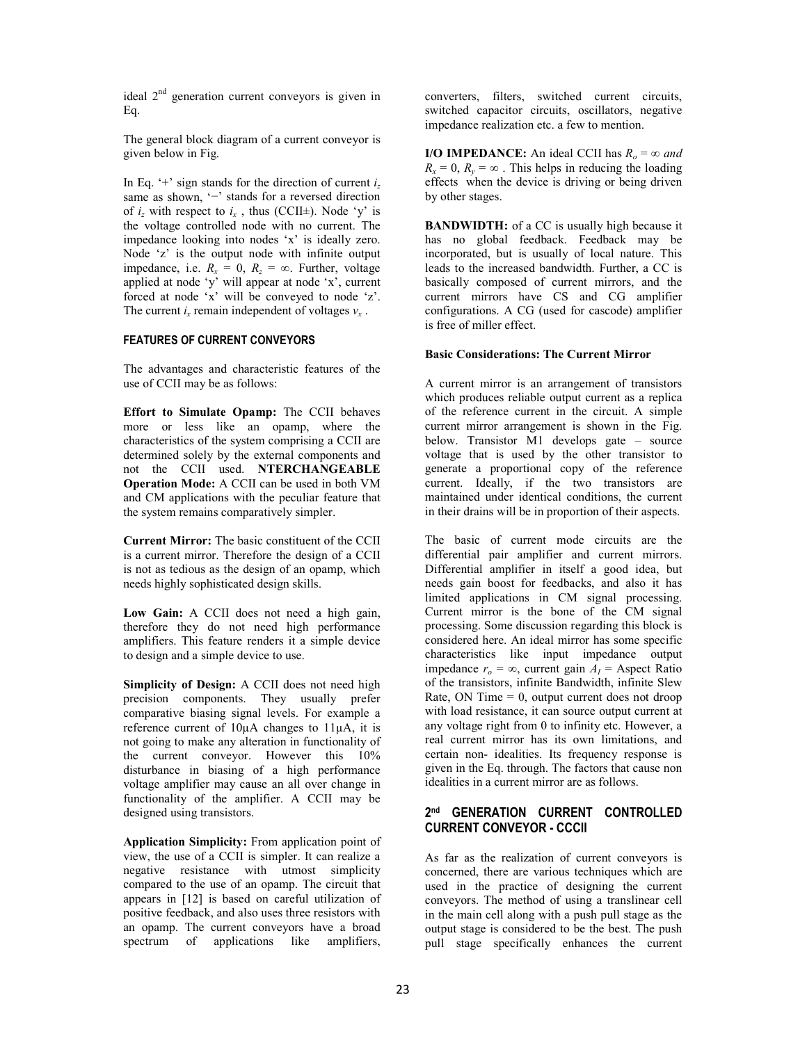ideal 2nd generation current conveyors is given in Eq.

The general block diagram of a current conveyor is given below in Fig.

In Eq. '+' sign stands for the direction of current $i_z$ same as shown, '−' stands for a reversed direction of $i_z$ with respect to $i_x$ , thus (CCII±). Node 'y' is the voltage controlled node with no current. The impedance looking into nodes 'x' is ideally zero. Node 'z' is the output node with infinite output impedance, i.e. $R_x = 0$, $R_z = \infty$. Further, voltage applied at node 'y' will appear at node 'x', current forced at node 'x' will be conveyed to node 'z'. The current $i_x$ remain independent of voltages $v_x$ .

### FEATURES OF CURRENT CONVEYORS

The advantages and characteristic features of the use of CCII may be as follows:

**Effort to Simulate Opamp:** The CCII behaves more or less like an opamp, where the characteristics of the system comprising a CCII are determined solely by the external components and not the CCII used. **NTERCHANGEABLE Operation Mode:** A CCII can be used in both VM and CM applications with the peculiar feature that the system remains comparatively simpler.

**Current Mirror:** The basic constituent of the CCII is a current mirror. Therefore the design of a CCII is not as tedious as the design of an opamp, which needs highly sophisticated design skills.

**Low Gain:** A CCII does not need a high gain, therefore they do not need high performance amplifiers. This feature renders it a simple device to design and a simple device to use.

**Simplicity of Design:** A CCII does not need high precision components. They usually prefer comparative biasing signal levels. For example a reference current of 10µA changes to 11µA, it is not going to make any alteration in functionality of the current conveyor. However this 10% disturbance in biasing of a high performance voltage amplifier may cause an all over change in functionality of the amplifier. A CCII may be designed using transistors.

**Application Simplicity:** From application point of view, the use of a CCII is simpler. It can realize a negative resistance with utmost simplicity compared to the use of an opamp. The circuit that appears in [12] is based on careful utilization of positive feedback, and also uses three resistors with an opamp. The current conveyors have a broad spectrum of applications like amplifiers, converters, filters, switched current circuits, switched capacitor circuits, oscillators, negative impedance realization etc. a few to mention.

**I/O IMPEDANCE:** An ideal CCII has $R_o = \infty$ *and* $R_x = 0$, $R_y = \infty$ . This helps in reducing the loading effects when the device is driving or being driven by other stages.

**BANDWIDTH:** of a CC is usually high because it has no global feedback. Feedback may be incorporated, but is usually of local nature. This leads to the increased bandwidth. Further, a CC is basically composed of current mirrors, and the current mirrors have CS and CG amplifier configurations. A CG (used for cascode) amplifier is free of miller effect.

#### Basic Considerations: The Current Mirror

A current mirror is an arrangement of transistors which produces reliable output current as a replica of the reference current in the circuit. A simple current mirror arrangement is shown in the Fig. below. Transistor M1 develops gate – source voltage that is used by the other transistor to generate a proportional copy of the reference current. Ideally, if the two transistors are maintained under identical conditions, the current in their drains will be in proportion of their aspects.

The basic of current mode circuits are the differential pair amplifier and current mirrors. Differential amplifier in itself a good idea, but needs gain boost for feedbacks, and also it has limited applications in CM signal processing. Current mirror is the bone of the CM signal processing. Some discussion regarding this block is considered here. An ideal mirror has some specific characteristics like input impedance output impedance $r_o = \infty$, current gain $A_I$ = Aspect Ratio of the transistors, infinite Bandwidth, infinite Slew Rate, ON Time = 0, output current does not droop with load resistance, it can source output current at any voltage right from 0 to infinity etc. However, a real current mirror has its own limitations, and certain non- idealities. Its frequency response is given in the Eq. through. The factors that cause non idealities in a current mirror are as follows.

### 2nd GENERATION CURRENT CONTROLLED CURRENT CONVEYOR - CCCII

As far as the realization of current conveyors is concerned, there are various techniques which are used in the practice of designing the current conveyors. The method of using a translinear cell in the main cell along with a push pull stage as the output stage is considered to be the best. The push pull stage specifically enhances the current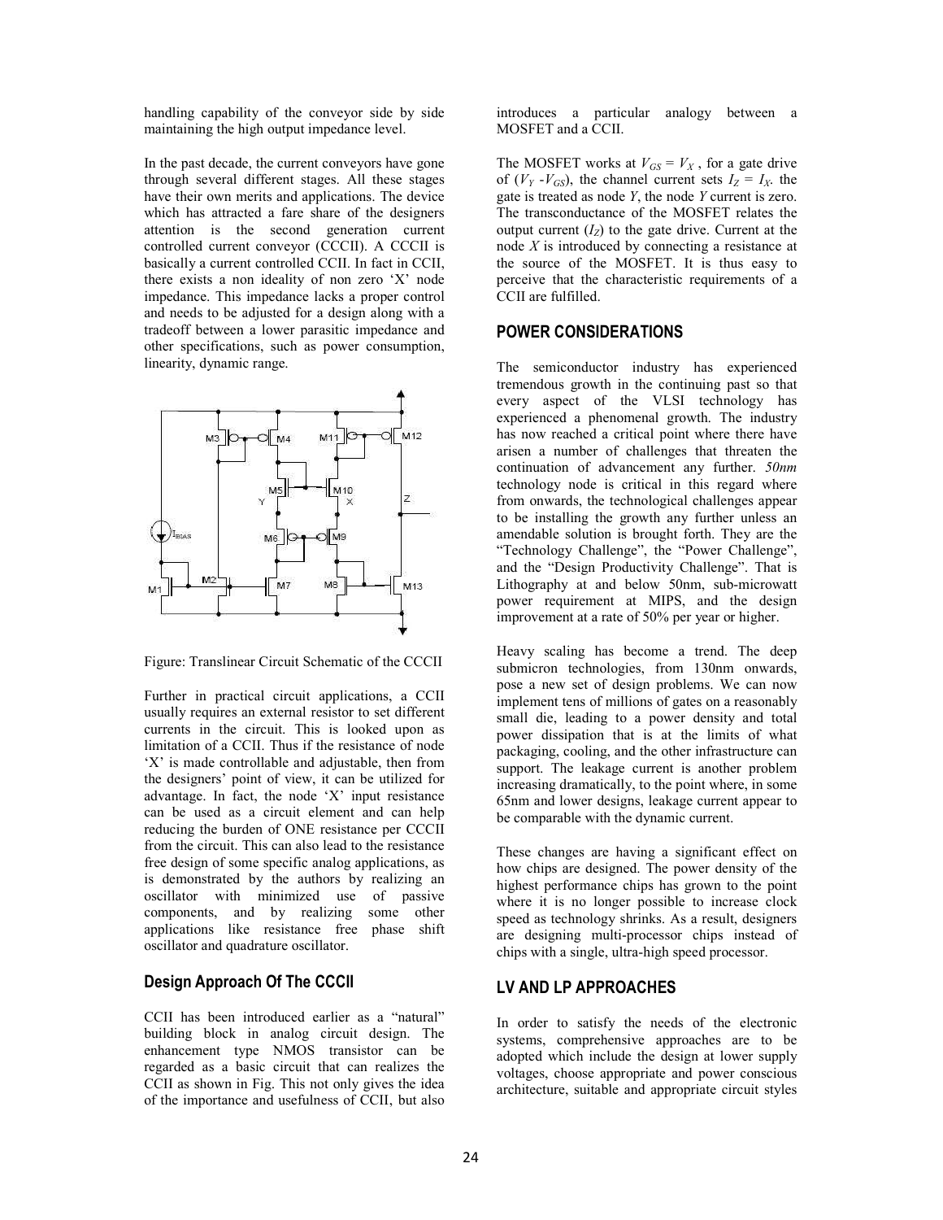handling capability of the conveyor side by side maintaining the high output impedance level.

In the past decade, the current conveyors have gone through several different stages. All these stages have their own merits and applications. The device which has attracted a fare share of the designers attention is the second generation current controlled current conveyor (CCCII). A CCCII is basically a current controlled CCII. In fact in CCII, there exists a non ideality of non zero 'X' node impedance. This impedance lacks a proper control and needs to be adjusted for a design along with a tradeoff between a lower parasitic impedance and other specifications, such as power consumption, linearity, dynamic range.

Figure: Translinear Circuit Schematic of the CCCII

Further in practical circuit applications, a CCII usually requires an external resistor to set different currents in the circuit. This is looked upon as limitation of a CCII. Thus if the resistance of node 'X' is made controllable and adjustable, then from the designers' point of view, it can be utilized for advantage. In fact, the node 'X' input resistance can be used as a circuit element and can help reducing the burden of ONE resistance per CCCII from the circuit. This can also lead to the resistance free design of some specific analog applications, as is demonstrated by the authors by realizing an oscillator with minimized use of passive components, and by realizing some other applications like resistance free phase shift oscillator and quadrature oscillator.

## Design Approach Of The CCCII

CCII has been introduced earlier as a "natural" building block in analog circuit design. The enhancement type NMOS transistor can be regarded as a basic circuit that can realizes the CCII as shown in Fig. This not only gives the idea of the importance and usefulness of CCII, but also introduces a particular analogy between a MOSFET and a CCII.

The MOSFET works at $V_{GS} = V_X$ , for a gate drive of ($V_Y$ -$V_{GS}$), the channel current sets $I_Z = I_X$. the gate is treated as node *Y*, the node *Y* current is zero. The transconductance of the MOSFET relates the output current ($I_Z$) to the gate drive. Current at the node *X* is introduced by connecting a resistance at the source of the MOSFET. It is thus easy to perceive that the characteristic requirements of a CCII are fulfilled.

## POWER CONSIDERATIONS

The semiconductor industry has experienced tremendous growth in the continuing past so that every aspect of the VLSI technology has experienced a phenomenal growth. The industry has now reached a critical point where there have arisen a number of challenges that threaten the continuation of advancement any further. *50nm* technology node is critical in this regard where from onwards, the technological challenges appear to be installing the growth any further unless an amendable solution is brought forth. They are the "Technology Challenge", the "Power Challenge", and the "Design Productivity Challenge". That is Lithography at and below 50nm, sub-microwatt power requirement at MIPS, and the design improvement at a rate of 50% per year or higher.

Heavy scaling has become a trend. The deep submicron technologies, from 130nm onwards, pose a new set of design problems. We can now implement tens of millions of gates on a reasonably small die, leading to a power density and total power dissipation that is at the limits of what packaging, cooling, and the other infrastructure can support. The leakage current is another problem increasing dramatically, to the point where, in some 65nm and lower designs, leakage current appear to be comparable with the dynamic current.

These changes are having a significant effect on how chips are designed. The power density of the highest performance chips has grown to the point where it is no longer possible to increase clock speed as technology shrinks. As a result, designers are designing multi-processor chips instead of chips with a single, ultra-high speed processor.

## LV AND LP APPROACHES

In order to satisfy the needs of the electronic systems, comprehensive approaches are to be adopted which include the design at lower supply voltages, choose appropriate and power conscious architecture, suitable and appropriate circuit styles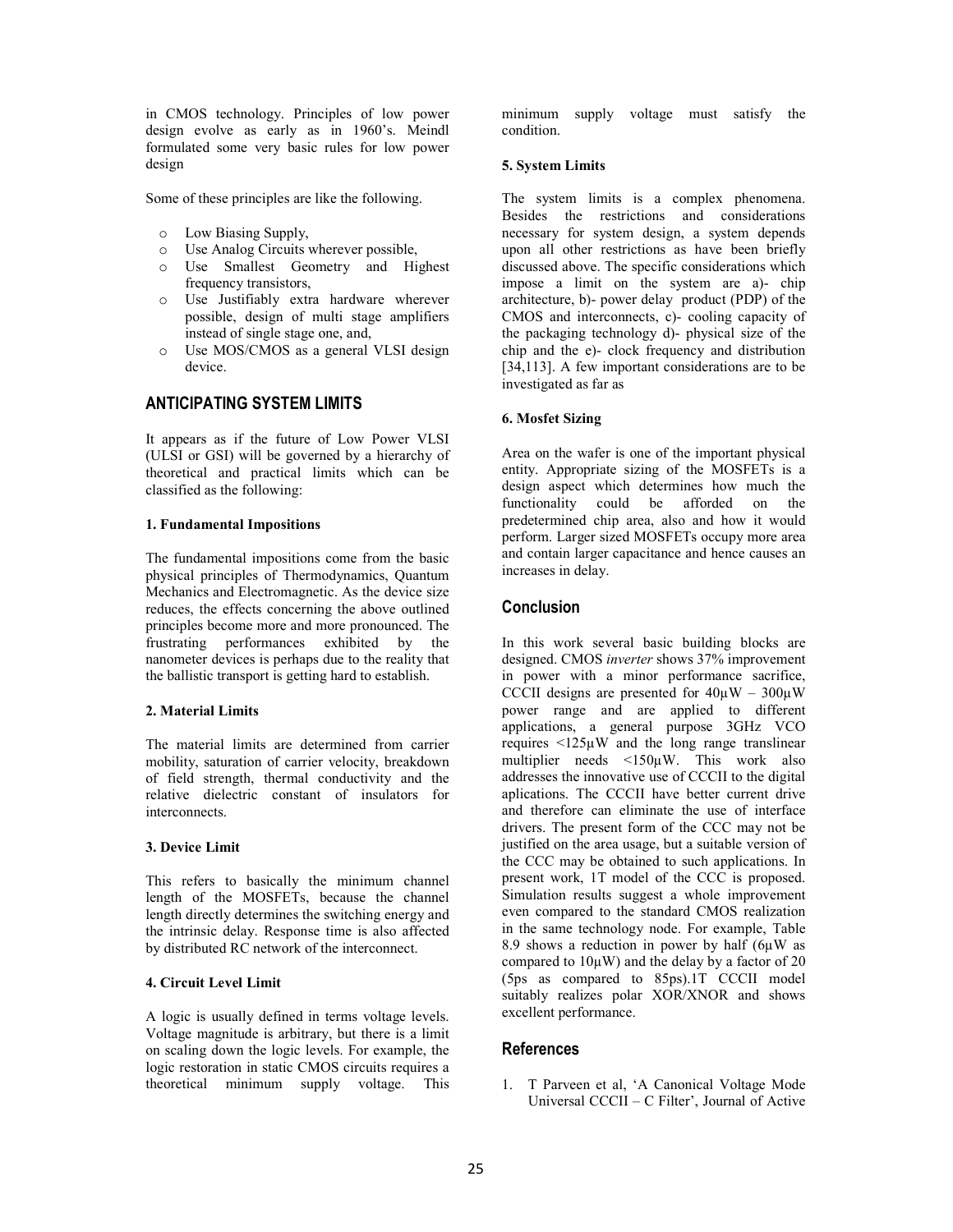in CMOS technology. Principles of low power design evolve as early as in 1960's. Meindl formulated some very basic rules for low power design

Some of these principles are like the following.

- Low Biasing Supply,
- Use Analog Circuits wherever possible,
- Use Smallest Geometry and Highest frequency transistors,
- Use Justifiably extra hardware wherever possible, design of multi stage amplifiers instead of single stage one, and,
- Use MOS/CMOS as a general VLSI design device.

## ANTICIPATING SYSTEM LIMITS

It appears as if the future of Low Power VLSI (ULSI or GSI) will be governed by a hierarchy of theoretical and practical limits which can be classified as the following:

**1. Fundamental Impositions**

The fundamental impositions come from the basic physical principles of Thermodynamics, Quantum Mechanics and Electromagnetic. As the device size reduces, the effects concerning the above outlined principles become more and more pronounced. The frustrating performances exhibited by the nanometer devices is perhaps due to the reality that the ballistic transport is getting hard to establish.

**2. Material Limits**

The material limits are determined from carrier mobility, saturation of carrier velocity, breakdown of field strength, thermal conductivity and the relative dielectric constant of insulators for interconnects.

**3. Device Limit**

This refers to basically the minimum channel length of the MOSFETs, because the channel length directly determines the switching energy and the intrinsic delay. Response time is also affected by distributed RC network of the interconnect.

**4. Circuit Level Limit**

A logic is usually defined in terms voltage levels. Voltage magnitude is arbitrary, but there is a limit on scaling down the logic levels. For example, the logic restoration in static CMOS circuits requires a theoretical minimum supply voltage. This minimum supply voltage must satisfy the condition.

**5. System Limits**

The system limits is a complex phenomena. Besides the restrictions and considerations necessary for system design, a system depends upon all other restrictions as have been briefly discussed above. The specific considerations which impose a limit on the system are a)- chip architecture, b)- power delay product (PDP) of the CMOS and interconnects, c)- cooling capacity of the packaging technology d)- physical size of the chip and the e)- clock frequency and distribution [34,113]. A few important considerations are to be investigated as far as

**6. Mosfet Sizing**

Area on the wafer is one of the important physical entity. Appropriate sizing of the MOSFETs is a design aspect which determines how much the functionality could be afforded on the predetermined chip area, also and how it would perform. Larger sized MOSFETs occupy more area and contain larger capacitance and hence causes an increases in delay.

## Conclusion

In this work several basic building blocks are designed. CMOS *inverter* shows 37% improvement in power with a minor performance sacrifice, CCCII designs are presented for 40µW – 300µW power range and are applied to different applications, a general purpose 3GHz VCO requires <125µW and the long range translinear multiplier needs <150µW. This work also addresses the innovative use of CCCII to the digital aplications. The CCCII have better current drive and therefore can eliminate the use of interface drivers. The present form of the CCC may not be justified on the area usage, but a suitable version of the CCC may be obtained to such applications. In present work, 1T model of the CCC is proposed. Simulation results suggest a whole improvement even compared to the standard CMOS realization in the same technology node. For example, Table 8.9 shows a reduction in power by half (6µW as compared to 10µW) and the delay by a factor of 20 (5ps as compared to 85ps).1T CCCII model suitably realizes polar XOR/XNOR and shows excellent performance.

## References

1. T Parveen et al, 'A Canonical Voltage Mode Universal CCCII – C Filter', Journal of Active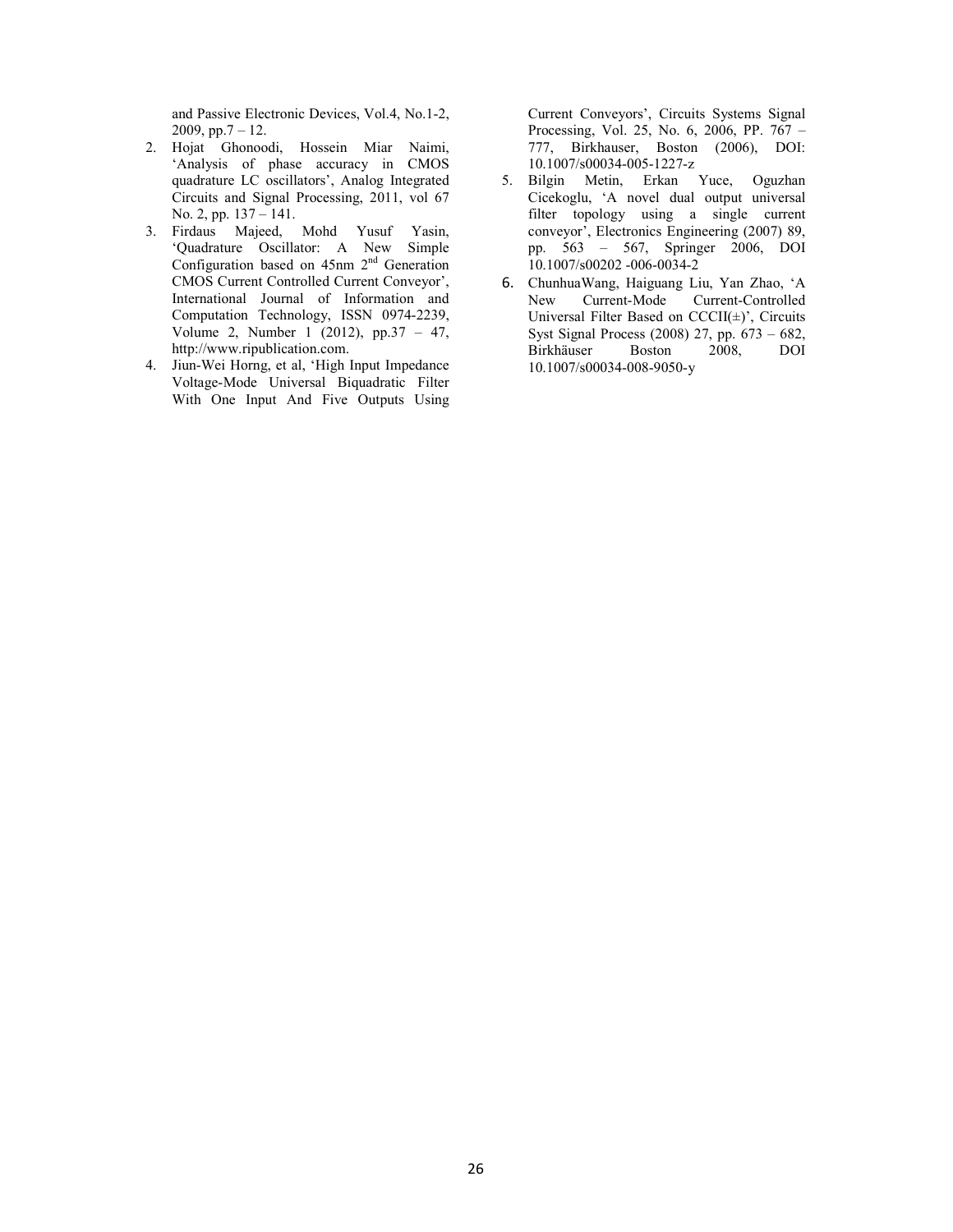and Passive Electronic Devices, Vol.4, No.1-2, 2009, pp.7 – 12.

2. Hojat Ghonoodi, Hossein Miar Naimi, 'Analysis of phase accuracy in CMOS quadrature LC oscillators', Analog Integrated Circuits and Signal Processing, 2011, vol 67 No. 2, pp. 137 – 141.
3. Firdaus Majeed, Mohd Yusuf Yasin, 'Quadrature Oscillator: A New Simple Configuration based on 45nm 2nd Generation CMOS Current Controlled Current Conveyor', International Journal of Information and Computation Technology, ISSN 0974-2239, Volume 2, Number 1 (2012), pp.37 – 47, http://www.ripublication.com.
4. Jiun-Wei Horng, et al, 'High Input Impedance Voltage-Mode Universal Biquadratic Filter With One Input And Five Outputs Using Current Conveyors', Circuits Systems Signal Processing, Vol. 25, No. 6, 2006, PP. 767 – 777, Birkhauser, Boston (2006), DOI: 10.1007/s00034-005-1227-z
5. Bilgin Metin, Erkan Yuce, Oguzhan Cicekoglu, 'A novel dual output universal filter topology using a single current conveyor', Electronics Engineering (2007) 89, pp. 563 – 567, Springer 2006, DOI 10.1007/s00202 -006-0034-2
6. ChunhuaWang, Haiguang Liu, Yan Zhao, 'A New Current-Mode Current-Controlled Universal Filter Based on CCCII(±)', Circuits Syst Signal Process (2008) 27, pp. 673 – 682, Birkhäuser Boston 2008, DOI 10.1007/s00034-008-9050-y